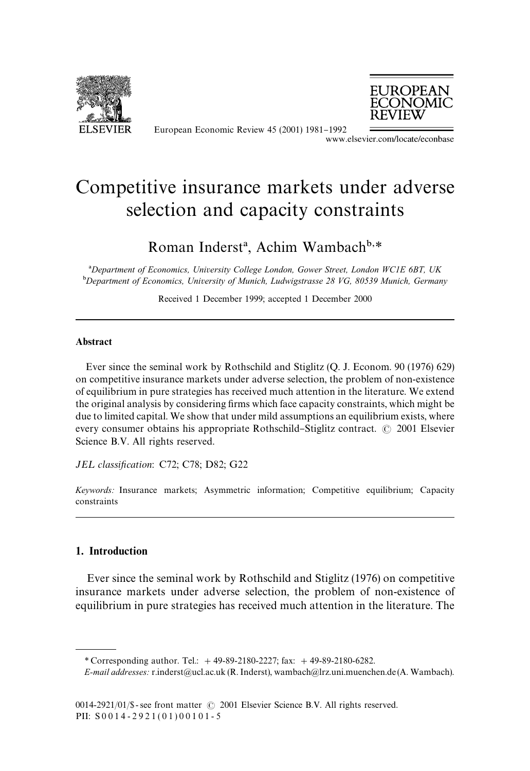# Competitive insurance markets under adverse selection and capacity constraints

Roman Inderst[a], Achim Wambach[b,*]

[a]*Department of Economics, University College London, Gower Street, London WC1E 6BT, UK*
[b]*Department of Economics, University of Munich, Ludwigstrasse 28 VG, 80539 Munich, Germany*

Received 1 December 1999; accepted 1 December 2000

## Abstract

Ever since the seminal work by Rothschild and Stiglitz (Q. J. Econom. 90 (1976) 629) on competitive insurance markets under adverse selection, the problem of non-existence of equilibrium in pure strategies has received much attention in the literature. We extend the original analysis by considering firms which face capacity constraints, which might be due to limited capital. We show that under mild assumptions an equilibrium exists, where every consumer obtains his appropriate Rothschild–Stiglitz contract. © 2001 Elsevier Science B.V. All rights reserved.

*JEL classification*: C72; C78; D82; G22

*Keywords:* Insurance markets; Asymmetric information; Competitive equilibrium; Capacity constraints

## 1. Introduction

Ever since the seminal work by Rothschild and Stiglitz (1976) on competitive insurance markets under adverse selection, the problem of non-existence of equilibrium in pure strategies has received much attention in the literature. The

---

\* Corresponding author. Tel.: +49-89-2180-2227; fax: +49-89-2180-6282.

*E-mail addresses:* r.inderst@ucl.ac.uk (R. Inderst), wambach@lrz.uni.muenchen.de (A. Wambach).

0014-2921/01/$ - see front matter © 2001 Elsevier Science B.V. All rights reserved.
PII: S0014-2921(01)00101-5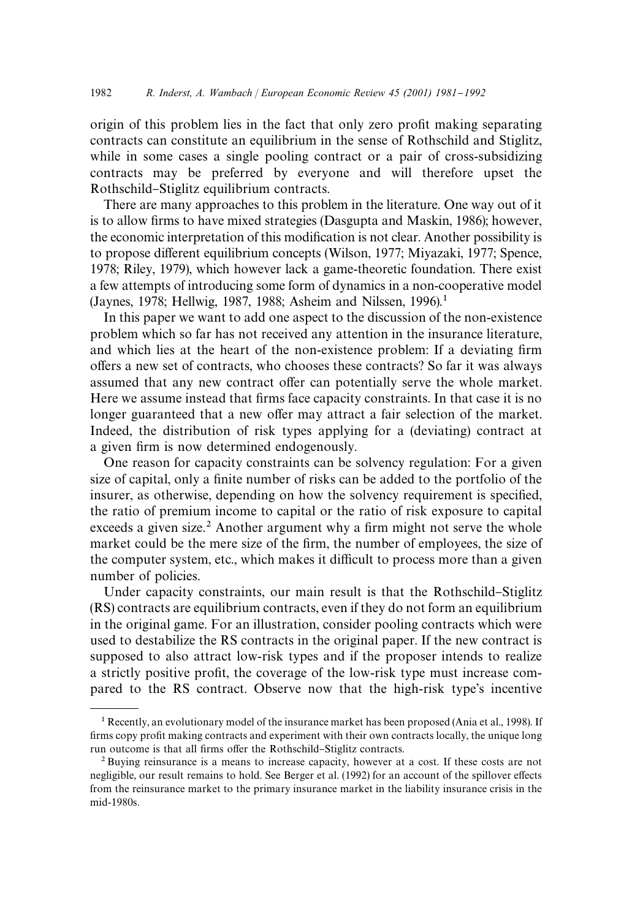origin of this problem lies in the fact that only zero profit making separating contracts can constitute an equilibrium in the sense of Rothschild and Stiglitz, while in some cases a single pooling contract or a pair of cross-subsidizing contracts may be preferred by everyone and will therefore upset the Rothschild–Stiglitz equilibrium contracts.

There are many approaches to this problem in the literature. One way out of it is to allow firms to have mixed strategies (Dasgupta and Maskin, 1986); however, the economic interpretation of this modification is not clear. Another possibility is to propose different equilibrium concepts (Wilson, 1977; Miyazaki, 1977; Spence, 1978; Riley, 1979), which however lack a game-theoretic foundation. There exist a few attempts of introducing some form of dynamics in a non-cooperative model (Jaynes, 1978; Hellwig, 1987, 1988; Asheim and Nilssen, 1996).[1]

In this paper we want to add one aspect to the discussion of the non-existence problem which so far has not received any attention in the insurance literature, and which lies at the heart of the non-existence problem: If a deviating firm offers a new set of contracts, who chooses these contracts? So far it was always assumed that any new contract offer can potentially serve the whole market. Here we assume instead that firms face capacity constraints. In that case it is no longer guaranteed that a new offer may attract a fair selection of the market. Indeed, the distribution of risk types applying for a (deviating) contract at a given firm is now determined endogenously.

One reason for capacity constraints can be solvency regulation: For a given size of capital, only a finite number of risks can be added to the portfolio of the insurer, as otherwise, depending on how the solvency requirement is specified, the ratio of premium income to capital or the ratio of risk exposure to capital exceeds a given size.[2] Another argument why a firm might not serve the whole market could be the mere size of the firm, the number of employees, the size of the computer system, etc., which makes it difficult to process more than a given number of policies.

Under capacity constraints, our main result is that the Rothschild–Stiglitz (RS) contracts are equilibrium contracts, even if they do not form an equilibrium in the original game. For an illustration, consider pooling contracts which were used to destabilize the RS contracts in the original paper. If the new contract is supposed to also attract low-risk types and if the proposer intends to realize a strictly positive profit, the coverage of the low-risk type must increase compared to the RS contract. Observe now that the high-risk type's incentive

[1] Recently, an evolutionary model of the insurance market has been proposed (Ania et al., 1998). If firms copy profit making contracts and experiment with their own contracts locally, the unique long run outcome is that all firms offer the Rothschild–Stiglitz contracts.

[2] Buying reinsurance is a means to increase capacity, however at a cost. If these costs are not negligible, our result remains to hold. See Berger et al. (1992) for an account of the spillover effects from the reinsurance market to the primary insurance market in the liability insurance crisis in the mid-1980s.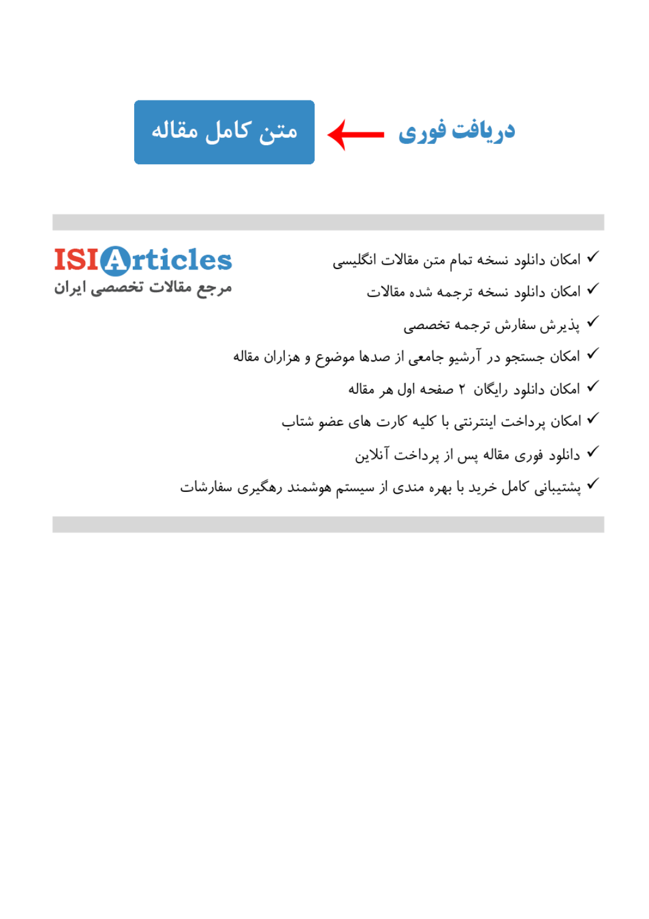دریافت فوری ← متن کامل مقاله

**ISIArticles**
مرجع مقالات تخصصی ایران

- ✓ امکان دانلود نسخه تمام متن مقالات انگلیسی
- ✓ امکان دانلود نسخه ترجمه شده مقالات
- ✓ پذیرش سفارش ترجمه تخصصی
- ✓ امکان جستجو در آرشیو جامعی از صدها موضوع و هزاران مقاله
- ✓ امکان دانلود رایگان ۲ صفحه اول هر مقاله
- ✓ امکان پرداخت اینترنتی با کلیه کارت های عضو شتاب
- ✓ دانلود فوری مقاله پس از پرداخت آنلاین
- ✓ پشتیبانی کامل خرید با بهره مندی از سیستم هوشمند رهگیری سفارشات